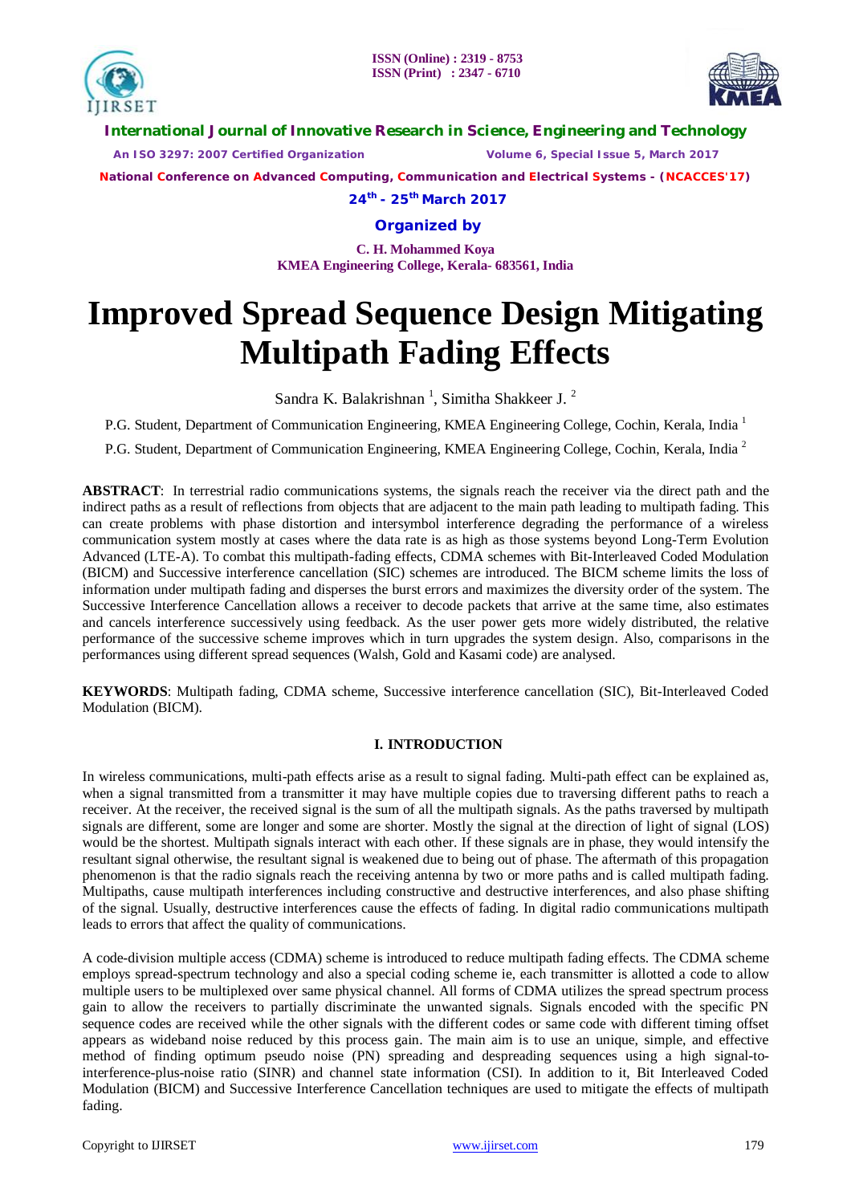# Improved Spread Sequence Design Mitigating Multipath Fading Effects

Sandra K. Balakrishnan [1], Simitha Shakkeer J. [2]

P.G. Student, Department of Communication Engineering, KMEA Engineering College, Cochin, Kerala, India [1]

P.G. Student, Department of Communication Engineering, KMEA Engineering College, Cochin, Kerala, India [2]

**ABSTRACT**: In terrestrial radio communications systems, the signals reach the receiver via the direct path and the indirect paths as a result of reflections from objects that are adjacent to the main path leading to multipath fading. This can create problems with phase distortion and intersymbol interference degrading the performance of a wireless communication system mostly at cases where the data rate is as high as those systems beyond Long-Term Evolution Advanced (LTE-A). To combat this multipath-fading effects, CDMA schemes with Bit-Interleaved Coded Modulation (BICM) and Successive interference cancellation (SIC) schemes are introduced. The BICM scheme limits the loss of information under multipath fading and disperses the burst errors and maximizes the diversity order of the system. The Successive Interference Cancellation allows a receiver to decode packets that arrive at the same time, also estimates and cancels interference successively using feedback. As the user power gets more widely distributed, the relative performance of the successive scheme improves which in turn upgrades the system design. Also, comparisons in the performances using different spread sequences (Walsh, Gold and Kasami code) are analysed.

**KEYWORDS**: Multipath fading, CDMA scheme, Successive interference cancellation (SIC), Bit-Interleaved Coded Modulation (BICM).

## I. INTRODUCTION

In wireless communications, multi-path effects arise as a result to signal fading. Multi-path effect can be explained as, when a signal transmitted from a transmitter it may have multiple copies due to traversing different paths to reach a receiver. At the receiver, the received signal is the sum of all the multipath signals. As the paths traversed by multipath signals are different, some are longer and some are shorter. Mostly the signal at the direction of light of signal (LOS) would be the shortest. Multipath signals interact with each other. If these signals are in phase, they would intensify the resultant signal otherwise, the resultant signal is weakened due to being out of phase. The aftermath of this propagation phenomenon is that the radio signals reach the receiving antenna by two or more paths and is called multipath fading. Multipaths, cause multipath interferences including constructive and destructive interferences, and also phase shifting of the signal. Usually, destructive interferences cause the effects of fading. In digital radio communications multipath leads to errors that affect the quality of communications.

A code-division multiple access (CDMA) scheme is introduced to reduce multipath fading effects. The CDMA scheme employs spread-spectrum technology and also a special coding scheme ie, each transmitter is allotted a code to allow multiple users to be multiplexed over same physical channel. All forms of CDMA utilizes the spread spectrum process gain to allow the receivers to partially discriminate the unwanted signals. Signals encoded with the specific PN sequence codes are received while the other signals with the different codes or same code with different timing offset appears as wideband noise reduced by this process gain. The main aim is to use an unique, simple, and effective method of finding optimum pseudo noise (PN) spreading and despreading sequences using a high signal-to-interference-plus-noise ratio (SINR) and channel state information (CSI). In addition to it, Bit Interleaved Coded Modulation (BICM) and Successive Interference Cancellation techniques are used to mitigate the effects of multipath fading.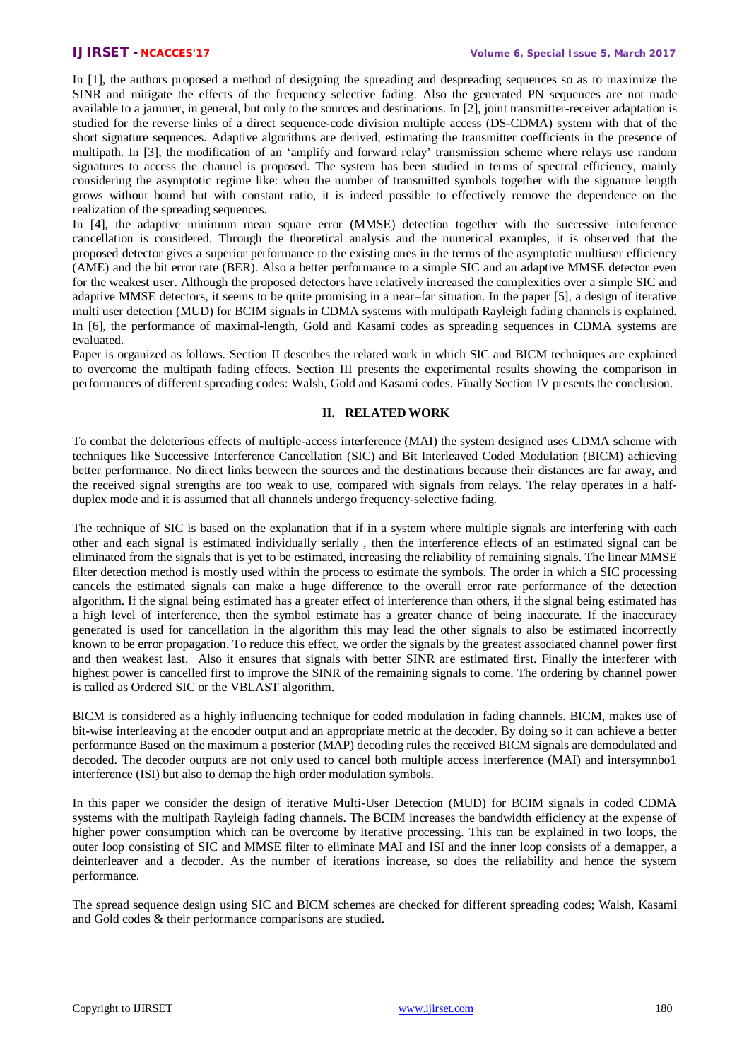In [1], the authors proposed a method of designing the spreading and despreading sequences so as to maximize the SINR and mitigate the effects of the frequency selective fading. Also the generated PN sequences are not made available to a jammer, in general, but only to the sources and destinations. In [2], joint transmitter-receiver adaptation is studied for the reverse links of a direct sequence-code division multiple access (DS-CDMA) system with that of the short signature sequences. Adaptive algorithms are derived, estimating the transmitter coefficients in the presence of multipath. In [3], the modification of an 'amplify and forward relay' transmission scheme where relays use random signatures to access the channel is proposed. The system has been studied in terms of spectral efficiency, mainly considering the asymptotic regime like: when the number of transmitted symbols together with the signature length grows without bound but with constant ratio, it is indeed possible to effectively remove the dependence on the realization of the spreading sequences.

In [4], the adaptive minimum mean square error (MMSE) detection together with the successive interference cancellation is considered. Through the theoretical analysis and the numerical examples, it is observed that the proposed detector gives a superior performance to the existing ones in the terms of the asymptotic multiuser efficiency (AME) and the bit error rate (BER). Also a better performance to a simple SIC and an adaptive MMSE detector even for the weakest user. Although the proposed detectors have relatively increased the complexities over a simple SIC and adaptive MMSE detectors, it seems to be quite promising in a near–far situation. In the paper [5], a design of iterative multi user detection (MUD) for BCIM signals in CDMA systems with multipath Rayleigh fading channels is explained. In [6], the performance of maximal-length, Gold and Kasami codes as spreading sequences in CDMA systems are evaluated.

Paper is organized as follows. Section II describes the related work in which SIC and BICM techniques are explained to overcome the multipath fading effects. Section III presents the experimental results showing the comparison in performances of different spreading codes: Walsh, Gold and Kasami codes. Finally Section IV presents the conclusion.

## II. RELATED WORK

To combat the deleterious effects of multiple-access interference (MAI) the system designed uses CDMA scheme with techniques like Successive Interference Cancellation (SIC) and Bit Interleaved Coded Modulation (BICM) achieving better performance. No direct links between the sources and the destinations because their distances are far away, and the received signal strengths are too weak to use, compared with signals from relays. The relay operates in a half-duplex mode and it is assumed that all channels undergo frequency-selective fading.

The technique of SIC is based on the explanation that if in a system where multiple signals are interfering with each other and each signal is estimated individually serially , then the interference effects of an estimated signal can be eliminated from the signals that is yet to be estimated, increasing the reliability of remaining signals. The linear MMSE filter detection method is mostly used within the process to estimate the symbols. The order in which a SIC processing cancels the estimated signals can make a huge difference to the overall error rate performance of the detection algorithm. If the signal being estimated has a greater effect of interference than others, if the signal being estimated has a high level of interference, then the symbol estimate has a greater chance of being inaccurate. If the inaccuracy generated is used for cancellation in the algorithm this may lead the other signals to also be estimated incorrectly known to be error propagation. To reduce this effect, we order the signals by the greatest associated channel power first and then weakest last. Also it ensures that signals with better SINR are estimated first. Finally the interferer with highest power is cancelled first to improve the SINR of the remaining signals to come. The ordering by channel power is called as Ordered SIC or the VBLAST algorithm.

BICM is considered as a highly influencing technique for coded modulation in fading channels. BICM, makes use of bit-wise interleaving at the encoder output and an appropriate metric at the decoder. By doing so it can achieve a better performance Based on the maximum a posterior (MAP) decoding rules the received BICM signals are demodulated and decoded. The decoder outputs are not only used to cancel both multiple access interference (MAI) and intersymnbo1 interference (ISI) but also to demap the high order modulation symbols.

In this paper we consider the design of iterative Multi-User Detection (MUD) for BCIM signals in coded CDMA systems with the multipath Rayleigh fading channels. The BCIM increases the bandwidth efficiency at the expense of higher power consumption which can be overcome by iterative processing. This can be explained in two loops, the outer loop consisting of SIC and MMSE filter to eliminate MAI and ISI and the inner loop consists of a demapper, a deinterleaver and a decoder. As the number of iterations increase, so does the reliability and hence the system performance.

The spread sequence design using SIC and BICM schemes are checked for different spreading codes; Walsh, Kasami and Gold codes & their performance comparisons are studied.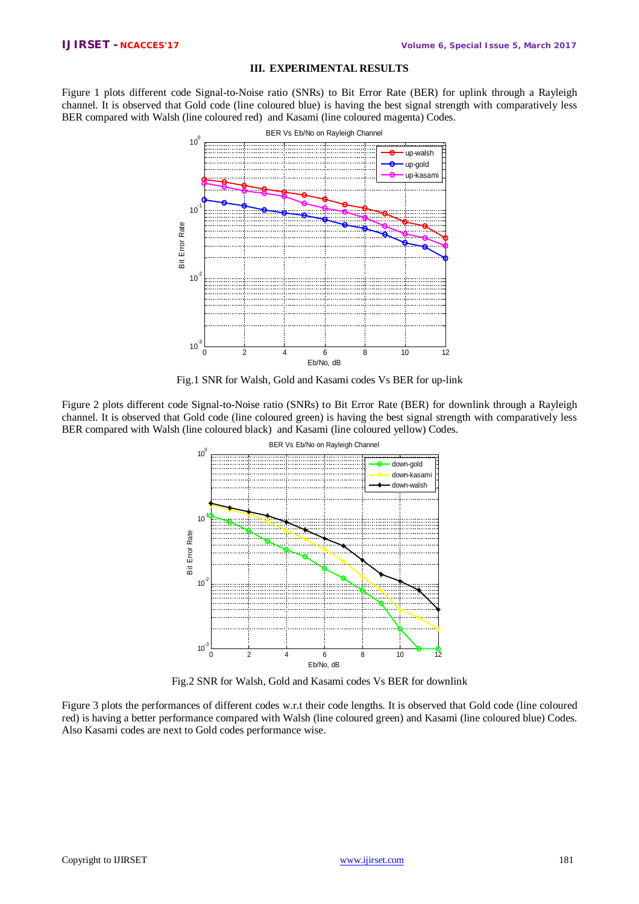## III. EXPERIMENTAL RESULTS

Figure 1 plots different code Signal-to-Noise ratio (SNRs) to Bit Error Rate (BER) for uplink through a Rayleigh channel. It is observed that Gold code (line coloured blue) is having the best signal strength with comparatively less BER compared with Walsh (line coloured red) and Kasami (line coloured magenta) Codes.

Fig.1 SNR for Walsh, Gold and Kasami codes Vs BER for up-link

Figure 2 plots different code Signal-to-Noise ratio (SNRs) to Bit Error Rate (BER) for downlink through a Rayleigh channel. It is observed that Gold code (line coloured green) is having the best signal strength with comparatively less BER compared with Walsh (line coloured black) and Kasami (line coloured yellow) Codes.

Fig.2 SNR for Walsh, Gold and Kasami codes Vs BER for downlink

Figure 3 plots the performances of different codes w.r.t their code lengths. It is observed that Gold code (line coloured red) is having a better performance compared with Walsh (line coloured green) and Kasami (line coloured blue) Codes. Also Kasami codes are next to Gold codes performance wise.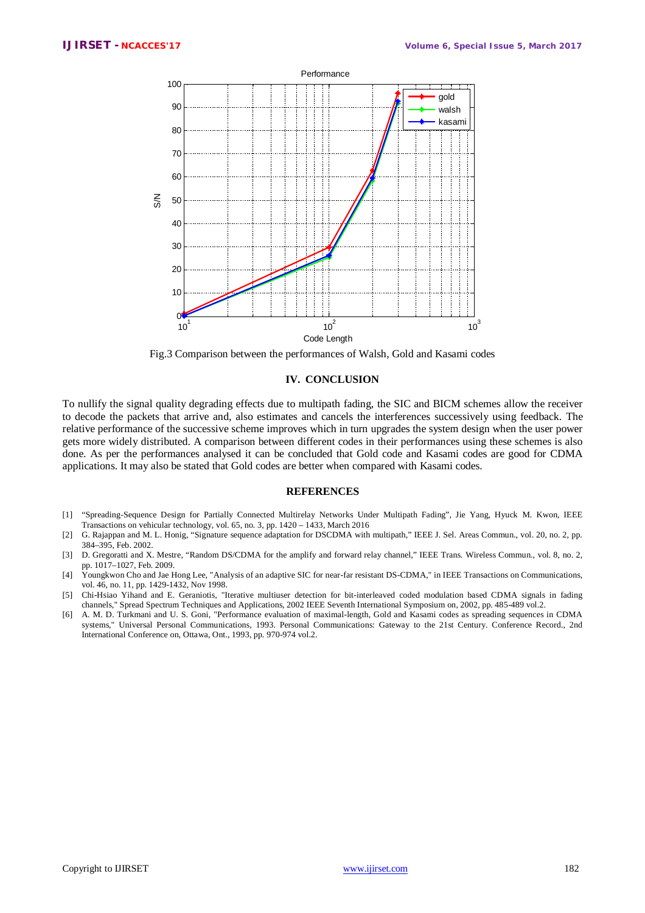Performance

S/N

100
90
80
70
60
50
40
30
20
10
0

$10^1$
$10^2$
$10^3$

Code Length

gold
walsh
kasami

Fig.3 Comparison between the performances of Walsh, Gold and Kasami codes

## IV. CONCLUSION

To nullify the signal quality degrading effects due to multipath fading, the SIC and BICM schemes allow the receiver to decode the packets that arrive and, also estimates and cancels the interferences successively using feedback. The relative performance of the successive scheme improves which in turn upgrades the system design when the user power gets more widely distributed. A comparison between different codes in their performances using these schemes is also done. As per the performances analysed it can be concluded that Gold code and Kasami codes are good for CDMA applications. It may also be stated that Gold codes are better when compared with Kasami codes.

## REFERENCES

[1] "Spreading-Sequence Design for Partially Connected Multirelay Networks Under Multipath Fading", Jie Yang, Hyuck M. Kwon, IEEE Transactions on vehicular technology, vol. 65, no. 3, pp. 1420 – 1433, March 2016

[2] G. Rajappan and M. L. Honig, "Signature sequence adaptation for DSCDMA with multipath," IEEE J. Sel. Areas Commun., vol. 20, no. 2, pp. 384–395, Feb. 2002.

[3] D. Gregoratti and X. Mestre, "Random DS/CDMA for the amplify and forward relay channel," IEEE Trans. Wireless Commun., vol. 8, no. 2, pp. 1017–1027, Feb. 2009.

[4] Youngkwon Cho and Jae Hong Lee, "Analysis of an adaptive SIC for near-far resistant DS-CDMA," in IEEE Transactions on Communications, vol. 46, no. 11, pp. 1429-1432, Nov 1998.

[5] Chi-Hsiao Yihand and E. Geraniotis, "Iterative multiuser detection for bit-interleaved coded modulation based CDMA signals in fading channels," Spread Spectrum Techniques and Applications, 2002 IEEE Seventh International Symposium on, 2002, pp. 485-489 vol.2.

[6] A. M. D. Turkmani and U. S. Goni, "Performance evaluation of maximal-length, Gold and Kasami codes as spreading sequences in CDMA systems," Universal Personal Communications, 1993. Personal Communications: Gateway to the 21st Century. Conference Record., 2nd International Conference on, Ottawa, Ont., 1993, pp. 970-974 vol.2.